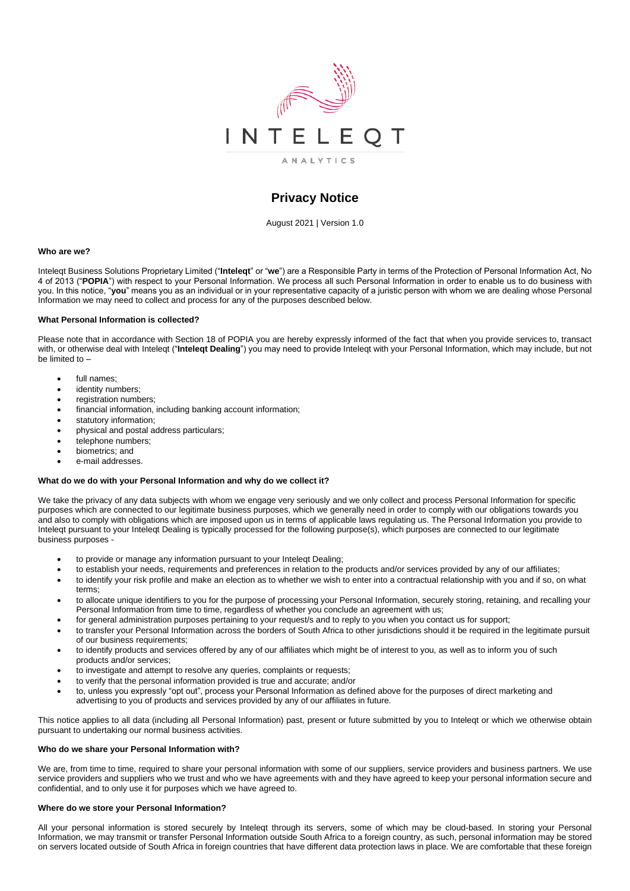INTELEQT

ANALYTICS

# Privacy Notice

August 2021 | Version 1.0

**Who are we?**

Inteleqt Business Solutions Proprietary Limited ("**Inteleqt**" or "**we**") are a Responsible Party in terms of the Protection of Personal Information Act, No 4 of 2013 ("**POPIA**") with respect to your Personal Information. We process all such Personal Information in order to enable us to do business with you. In this notice, "**you**" means you as an individual or in your representative capacity of a juristic person with whom we are dealing whose Personal Information we may need to collect and process for any of the purposes described below.

**What Personal Information is collected?**

Please note that in accordance with Section 18 of POPIA you are hereby expressly informed of the fact that when you provide services to, transact with, or otherwise deal with Inteleqt ("**Inteleqt Dealing**") you may need to provide Inteleqt with your Personal Information, which may include, but not be limited to –

- full names;
- identity numbers;
- registration numbers;
- financial information, including banking account information;
- statutory information;
- physical and postal address particulars;
- telephone numbers;
- biometrics; and
- e-mail addresses.

**What do we do with your Personal Information and why do we collect it?**

We take the privacy of any data subjects with whom we engage very seriously and we only collect and process Personal Information for specific purposes which are connected to our legitimate business purposes, which we generally need in order to comply with our obligations towards you and also to comply with obligations which are imposed upon us in terms of applicable laws regulating us. The Personal Information you provide to Inteleqt pursuant to your Inteleqt Dealing is typically processed for the following purpose(s), which purposes are connected to our legitimate business purposes -

- to provide or manage any information pursuant to your Inteleqt Dealing;
- to establish your needs, requirements and preferences in relation to the products and/or services provided by any of our affiliates;
- to identify your risk profile and make an election as to whether we wish to enter into a contractual relationship with you and if so, on what terms;
- to allocate unique identifiers to you for the purpose of processing your Personal Information, securely storing, retaining, and recalling your Personal Information from time to time, regardless of whether you conclude an agreement with us;
- for general administration purposes pertaining to your request/s and to reply to you when you contact us for support;
- to transfer your Personal Information across the borders of South Africa to other jurisdictions should it be required in the legitimate pursuit of our business requirements;
- to identify products and services offered by any of our affiliates which might be of interest to you, as well as to inform you of such products and/or services;
- to investigate and attempt to resolve any queries, complaints or requests;
- to verify that the personal information provided is true and accurate; and/or
- to, unless you expressly "opt out", process your Personal Information as defined above for the purposes of direct marketing and advertising to you of products and services provided by any of our affiliates in future.

This notice applies to all data (including all Personal Information) past, present or future submitted by you to Inteleqt or which we otherwise obtain pursuant to undertaking our normal business activities.

**Who do we share your Personal Information with?**

We are, from time to time, required to share your personal information with some of our suppliers, service providers and business partners. We use service providers and suppliers who we trust and who we have agreements with and they have agreed to keep your personal information secure and confidential, and to only use it for purposes which we have agreed to.

**Where do we store your Personal Information?**

All your personal information is stored securely by Inteleqt through its servers, some of which may be cloud-based. In storing your Personal Information, we may transmit or transfer Personal Information outside South Africa to a foreign country, as such, personal information may be stored on servers located outside of South Africa in foreign countries that have different data protection laws in place. We are comfortable that these foreign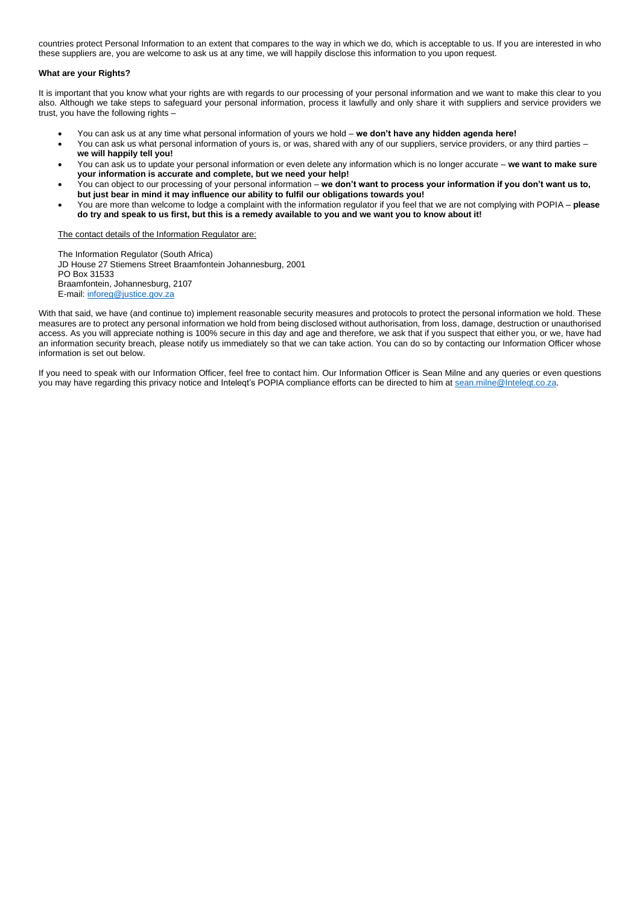countries protect Personal Information to an extent that compares to the way in which we do, which is acceptable to us. If you are interested in who these suppliers are, you are welcome to ask us at any time, we will happily disclose this information to you upon request.

**What are your Rights?**

It is important that you know what your rights are with regards to our processing of your personal information and we want to make this clear to you also. Although we take steps to safeguard your personal information, process it lawfully and only share it with suppliers and service providers we trust, you have the following rights –

- You can ask us at any time what personal information of yours we hold – **we don't have any hidden agenda here!**
- You can ask us what personal information of yours is, or was, shared with any of our suppliers, service providers, or any third parties – **we will happily tell you!**
- You can ask us to update your personal information or even delete any information which is no longer accurate – **we want to make sure your information is accurate and complete, but we need your help!**
- You can object to our processing of your personal information – **we don't want to process your information if you don't want us to, but just bear in mind it may influence our ability to fulfil our obligations towards you!**
- You are more than welcome to lodge a complaint with the information regulator if you feel that we are not complying with POPIA – **please do try and speak to us first, but this is a remedy available to you and we want you to know about it!**

The contact details of the Information Regulator are:

The Information Regulator (South Africa)
JD House 27 Stiemens Street Braamfontein Johannesburg, 2001
PO Box 31533
Braamfontein, Johannesburg, 2107
E-mail: inforeg@justice.gov.za

With that said, we have (and continue to) implement reasonable security measures and protocols to protect the personal information we hold. These measures are to protect any personal information we hold from being disclosed without authorisation, from loss, damage, destruction or unauthorised access. As you will appreciate nothing is 100% secure in this day and age and therefore, we ask that if you suspect that either you, or we, have had an information security breach, please notify us immediately so that we can take action. You can do so by contacting our Information Officer whose information is set out below.

If you need to speak with our Information Officer, feel free to contact him. Our Information Officer is Sean Milne and any queries or even questions you may have regarding this privacy notice and Inteleqt's POPIA compliance efforts can be directed to him at sean.milne@Inteleqt.co.za.